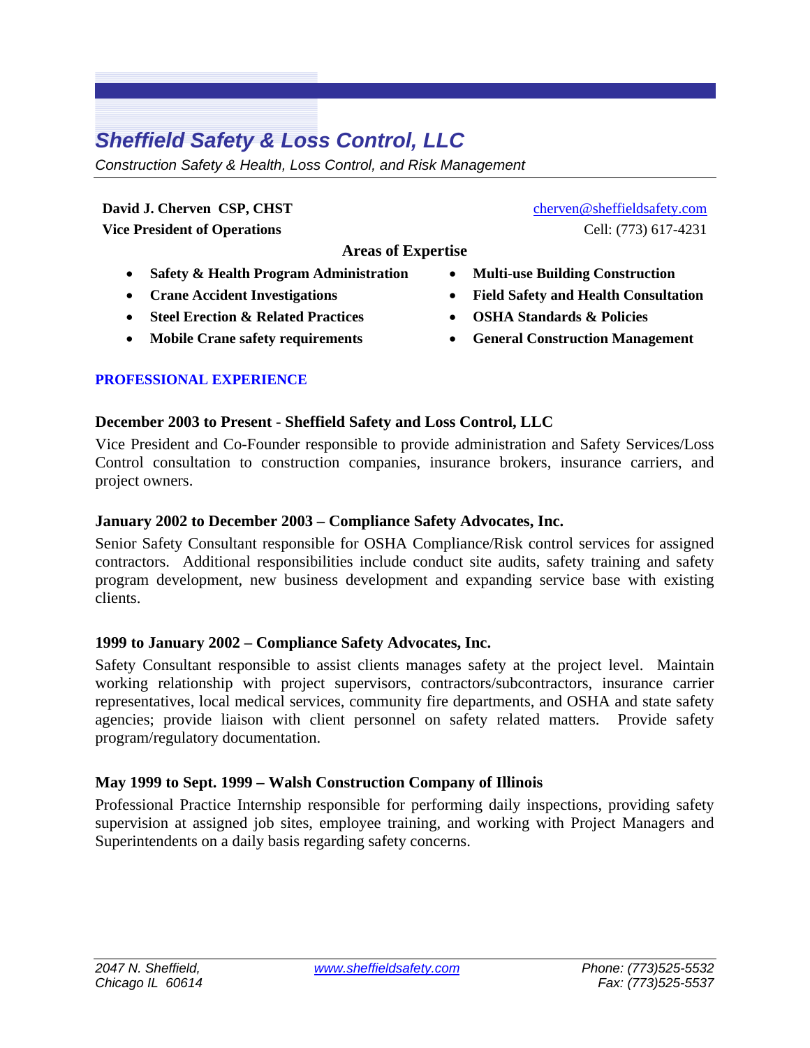# *Sheffield Safety & Loss Control, LLC*

*Construction Safety & Health, Loss Control, and Risk Management*

**David J. Cherven CSP, CHST**
**Vice President of Operations**

cherven@sheffieldsafety.com
Cell: (773) 617-4231

### Areas of Expertise

- **Safety & Health Program Administration**
- **Crane Accident Investigations**
- **Steel Erection & Related Practices**
- **Mobile Crane safety requirements**
- **Multi-use Building Construction**
- **Field Safety and Health Consultation**
- **OSHA Standards & Policies**
- **General Construction Management**

## PROFESSIONAL EXPERIENCE

### December 2003 to Present - Sheffield Safety and Loss Control, LLC

Vice President and Co-Founder responsible to provide administration and Safety Services/Loss Control consultation to construction companies, insurance brokers, insurance carriers, and project owners.

### January 2002 to December 2003 – Compliance Safety Advocates, Inc.

Senior Safety Consultant responsible for OSHA Compliance/Risk control services for assigned contractors. Additional responsibilities include conduct site audits, safety training and safety program development, new business development and expanding service base with existing clients.

### 1999 to January 2002 – Compliance Safety Advocates, Inc.

Safety Consultant responsible to assist clients manages safety at the project level. Maintain working relationship with project supervisors, contractors/subcontractors, insurance carrier representatives, local medical services, community fire departments, and OSHA and state safety agencies; provide liaison with client personnel on safety related matters. Provide safety program/regulatory documentation.

### May 1999 to Sept. 1999 – Walsh Construction Company of Illinois

Professional Practice Internship responsible for performing daily inspections, providing safety supervision at assigned job sites, employee training, and working with Project Managers and Superintendents on a daily basis regarding safety concerns.

*2047 N. Sheffield,*
*Chicago IL 60614*

*www.sheffieldsafety.com*

*Phone: (773)525-5532*
*Fax: (773)525-5537*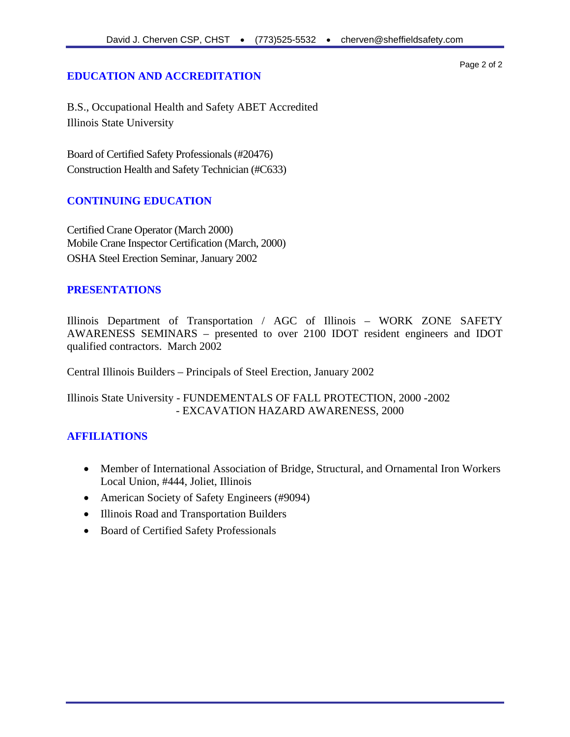## EDUCATION AND ACCREDITATION

B.S., Occupational Health and Safety ABET Accredited
Illinois State University

Board of Certified Safety Professionals (#20476)
Construction Health and Safety Technician (#C633)

## CONTINUING EDUCATION

Certified Crane Operator (March 2000)
Mobile Crane Inspector Certification (March, 2000)
OSHA Steel Erection Seminar, January 2002

## PRESENTATIONS

Illinois Department of Transportation / AGC of Illinois – WORK ZONE SAFETY AWARENESS SEMINARS – presented to over 2100 IDOT resident engineers and IDOT qualified contractors. March 2002

Central Illinois Builders – Principals of Steel Erection, January 2002

Illinois State University - FUNDEMENTALS OF FALL PROTECTION, 2000 -2002
- EXCAVATION HAZARD AWARENESS, 2000

## AFFILIATIONS

- Member of International Association of Bridge, Structural, and Ornamental Iron Workers Local Union, #444, Joliet, Illinois
- American Society of Safety Engineers (#9094)
- Illinois Road and Transportation Builders
- Board of Certified Safety Professionals